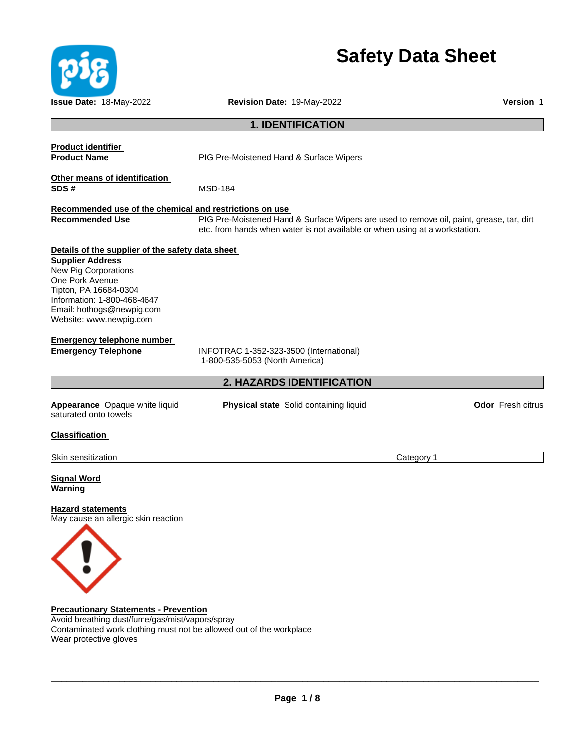# Safety Data Sheet

**Issue Date:** 18-May-2022 **Revision Date:** 19-May-2022 **Version** 1

## 1. IDENTIFICATION

**Product identifier**

**Product Name** PIG Pre-Moistened Hand & Surface Wipers

**Other means of identification**

**SDS #** MSD-184

**Recommended use of the chemical and restrictions on use**

**Recommended Use** PIG Pre-Moistened Hand & Surface Wipers are used to remove oil, paint, grease, tar, dirt etc. from hands when water is not available or when using at a workstation.

**Details of the supplier of the safety data sheet**

**Supplier Address**
New Pig Corporations
One Pork Avenue
Tipton, PA 16684-0304
Information: 1-800-468-4647
Email: hothogs@newpig.com
Website: www.newpig.com

**Emergency telephone number**

**Emergency Telephone** INFOTRAC 1-352-323-3500 (International)
1-800-535-5053 (North America)

## 2. HAZARDS IDENTIFICATION

**Appearance** Opaque white liquid saturated onto towels **Physical state** Solid containing liquid **Odor** Fresh citrus

**Classification**

| Skin sensitization | Category 1 |
|---|---|

**Signal Word**
**Warning**

**Hazard statements**
May cause an allergic skin reaction

**Precautionary Statements - Prevention**
Avoid breathing dust/fume/gas/mist/vapors/spray
Contaminated work clothing must not be allowed out of the workplace
Wear protective gloves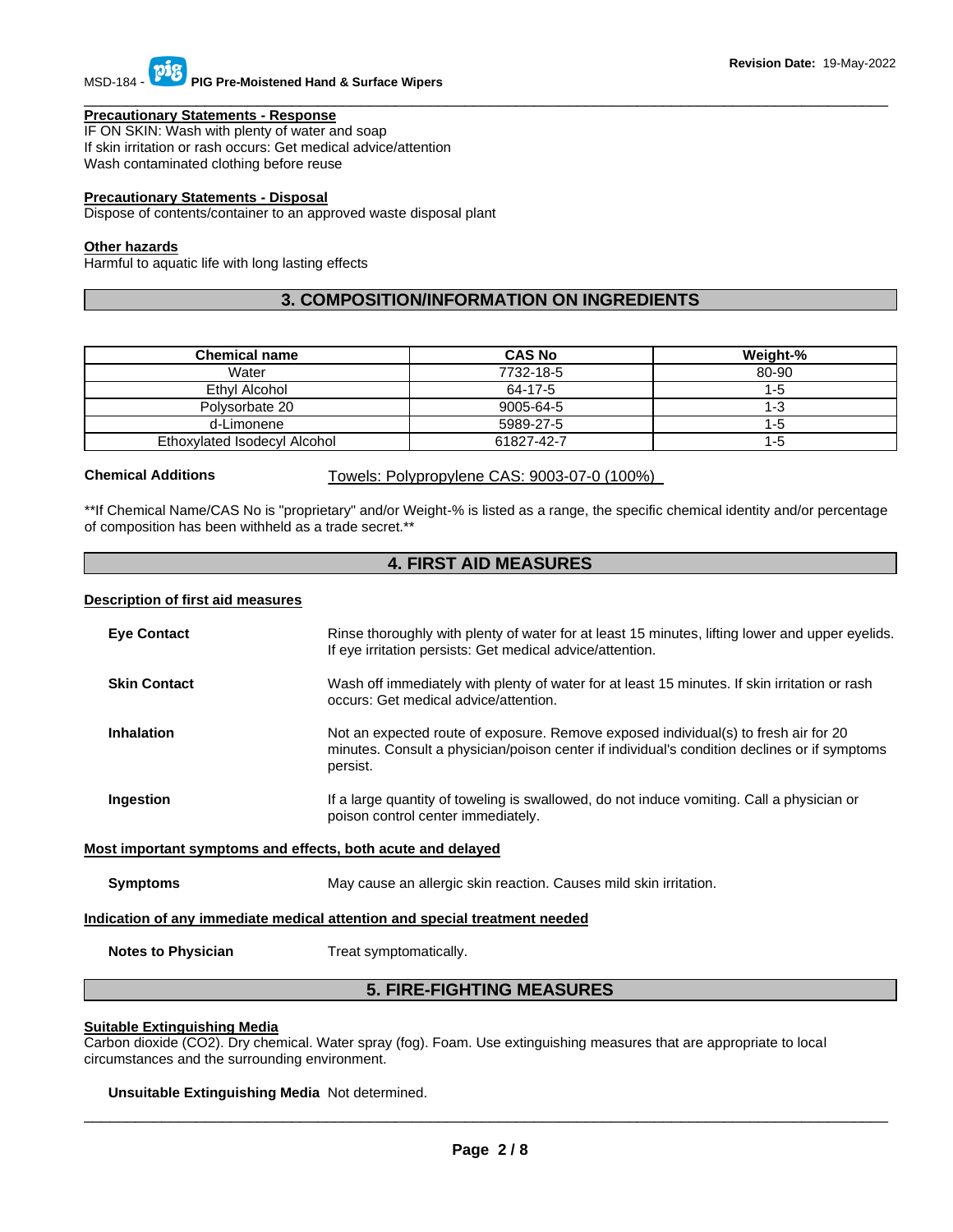#### Precautionary Statements - Response

IF ON SKIN: Wash with plenty of water and soap
If skin irritation or rash occurs: Get medical advice/attention
Wash contaminated clothing before reuse

#### Precautionary Statements - Disposal

Dispose of contents/container to an approved waste disposal plant

#### Other hazards

Harmful to aquatic life with long lasting effects

## 3. COMPOSITION/INFORMATION ON INGREDIENTS

| Chemical name | CAS No | Weight-% |
|---|---|---|
| Water | 7732-18-5 | 80-90 |
| Ethyl Alcohol | 64-17-5 | 1-5 |
| Polysorbate 20 | 9005-64-5 | 1-3 |
| d-Limonene | 5989-27-5 | 1-5 |
| Ethoxylated Isodecyl Alcohol | 61827-42-7 | 1-5 |

**Chemical Additions** Towels: Polypropylene CAS: 9003-07-0 (100%)

**If Chemical Name/CAS No is "proprietary" and/or Weight-% is listed as a range, the specific chemical identity and/or percentage of composition has been withheld as a trade secret.**

## 4. FIRST AID MEASURES

#### Description of first aid measures

**Eye Contact** Rinse thoroughly with plenty of water for at least 15 minutes, lifting lower and upper eyelids. If eye irritation persists: Get medical advice/attention.

**Skin Contact** Wash off immediately with plenty of water for at least 15 minutes. If skin irritation or rash occurs: Get medical advice/attention.

**Inhalation** Not an expected route of exposure. Remove exposed individual(s) to fresh air for 20 minutes. Consult a physician/poison center if individual's condition declines or if symptoms persist.

**Ingestion** If a large quantity of toweling is swallowed, do not induce vomiting. Call a physician or poison control center immediately.

#### Most important symptoms and effects, both acute and delayed

**Symptoms** May cause an allergic skin reaction. Causes mild skin irritation.

#### Indication of any immediate medical attention and special treatment needed

**Notes to Physician** Treat symptomatically.

## 5. FIRE-FIGHTING MEASURES

#### Suitable Extinguishing Media

Carbon dioxide ($CO_2$). Dry chemical. Water spray (fog). Foam. Use extinguishing measures that are appropriate to local circumstances and the surrounding environment.

**Unsuitable Extinguishing Media** Not determined.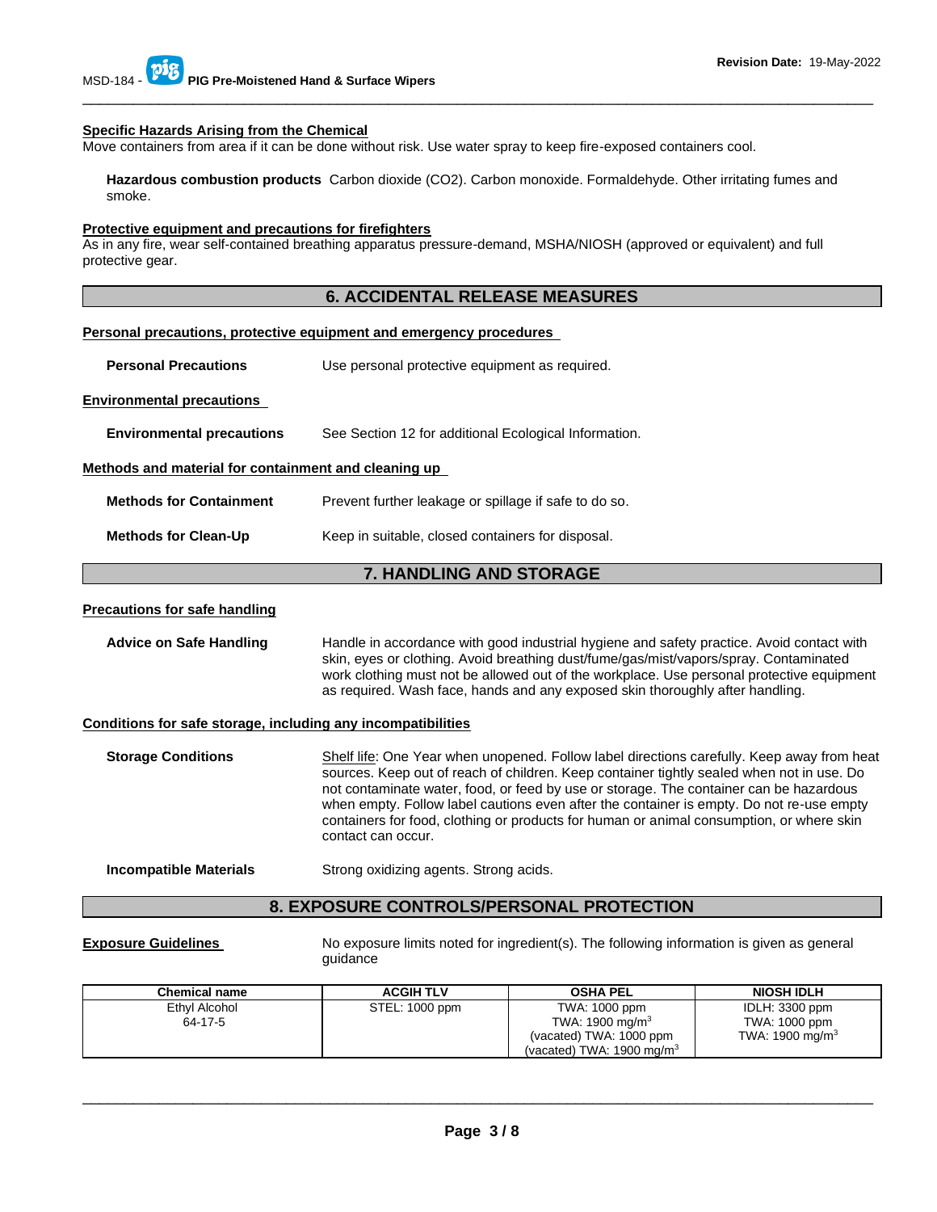### Specific Hazards Arising from the Chemical

Move containers from area if it can be done without risk. Use water spray to keep fire-exposed containers cool.

**Hazardous combustion products** Carbon dioxide ($CO_2$). Carbon monoxide. Formaldehyde. Other irritating fumes and smoke.

### Protective equipment and precautions for firefighters

As in any fire, wear self-contained breathing apparatus pressure-demand, MSHA/NIOSH (approved or equivalent) and full protective gear.

## 6. ACCIDENTAL RELEASE MEASURES

### Personal precautions, protective equipment and emergency procedures

**Personal Precautions** Use personal protective equipment as required.

### Environmental precautions

**Environmental precautions** See Section 12 for additional Ecological Information.

### Methods and material for containment and cleaning up

**Methods for Containment** Prevent further leakage or spillage if safe to do so.

**Methods for Clean-Up** Keep in suitable, closed containers for disposal.

## 7. HANDLING AND STORAGE

### Precautions for safe handling

**Advice on Safe Handling** Handle in accordance with good industrial hygiene and safety practice. Avoid contact with skin, eyes or clothing. Avoid breathing dust/fume/gas/mist/vapors/spray. Contaminated work clothing must not be allowed out of the workplace. Use personal protective equipment as required. Wash face, hands and any exposed skin thoroughly after handling.

### Conditions for safe storage, including any incompatibilities

**Storage Conditions** Shelf life: One Year when unopened. Follow label directions carefully. Keep away from heat sources. Keep out of reach of children. Keep container tightly sealed when not in use. Do not contaminate water, food, or feed by use or storage. The container can be hazardous when empty. Follow label cautions even after the container is empty. Do not re-use empty containers for food, clothing or products for human or animal consumption, or where skin contact can occur.

**Incompatible Materials** Strong oxidizing agents. Strong acids.

## 8. EXPOSURE CONTROLS/PERSONAL PROTECTION

**Exposure Guidelines** No exposure limits noted for ingredient(s). The following information is given as general guidance

| Chemical name | ACGIH TLV | OSHA PEL | NIOSH IDLH |
|---|---|---|---|
| Ethyl Alcohol<br>64-17-5 | STEL: 1000 ppm | TWA: 1000 ppm<br>TWA: 1900 mg/m$^3$<br>(vacated) TWA: 1000 ppm<br>(vacated) TWA: 1900 mg/m$^3$ | IDLH: 3300 ppm<br>TWA: 1000 ppm<br>TWA: 1900 mg/m$^3$ |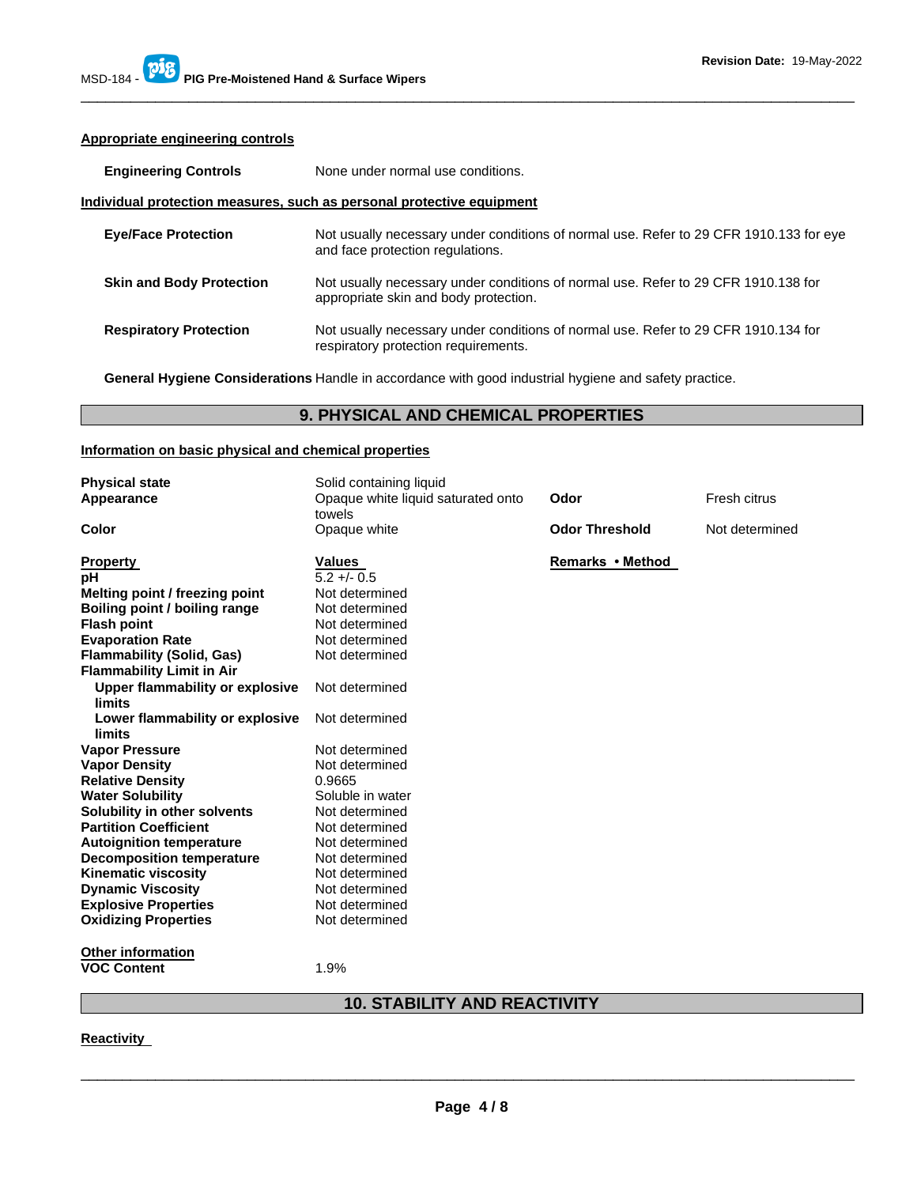**Appropriate engineering controls**

**Engineering Controls** None under normal use conditions.

**Individual protection measures, such as personal protective equipment**

**Eye/Face Protection** Not usually necessary under conditions of normal use. Refer to 29 CFR 1910.133 for eye and face protection regulations.

**Skin and Body Protection** Not usually necessary under conditions of normal use. Refer to 29 CFR 1910.138 for appropriate skin and body protection.

**Respiratory Protection** Not usually necessary under conditions of normal use. Refer to 29 CFR 1910.134 for respiratory protection requirements.

**General Hygiene Considerations** Handle in accordance with good industrial hygiene and safety practice.

## 9. PHYSICAL AND CHEMICAL PROPERTIES

**Information on basic physical and chemical properties**

| | | | |
|---|---|---|---|
| **Physical state** | Solid containing liquid | | |
| **Appearance** | Opaque white liquid saturated onto towels | **Odor** | Fresh citrus |
| **Color** | Opaque white | **Odor Threshold** | Not determined |

| **Property** | **Values** | **Remarks • Method** |
|---|---|---|
| **pH** | 5.2 +/- 0.5 | |
| **Melting point / freezing point** | Not determined | |
| **Boiling point / boiling range** | Not determined | |
| **Flash point** | Not determined | |
| **Evaporation Rate** | Not determined | |
| **Flammability (Solid, Gas)** | Not determined | |
| **Flammability Limit in Air** | | |
| **Upper flammability or explosive limits** | Not determined | |
| **Lower flammability or explosive limits** | Not determined | |
| **Vapor Pressure** | Not determined | |
| **Vapor Density** | Not determined | |
| **Relative Density** | 0.9665 | |
| **Water Solubility** | Soluble in water | |
| **Solubility in other solvents** | Not determined | |
| **Partition Coefficient** | Not determined | |
| **Autoignition temperature** | Not determined | |
| **Decomposition temperature** | Not determined | |
| **Kinematic viscosity** | Not determined | |
| **Dynamic Viscosity** | Not determined | |
| **Explosive Properties** | Not determined | |
| **Oxidizing Properties** | Not determined | |

**Other information**

**VOC Content** 1.9%

## 10. STABILITY AND REACTIVITY

**Reactivity**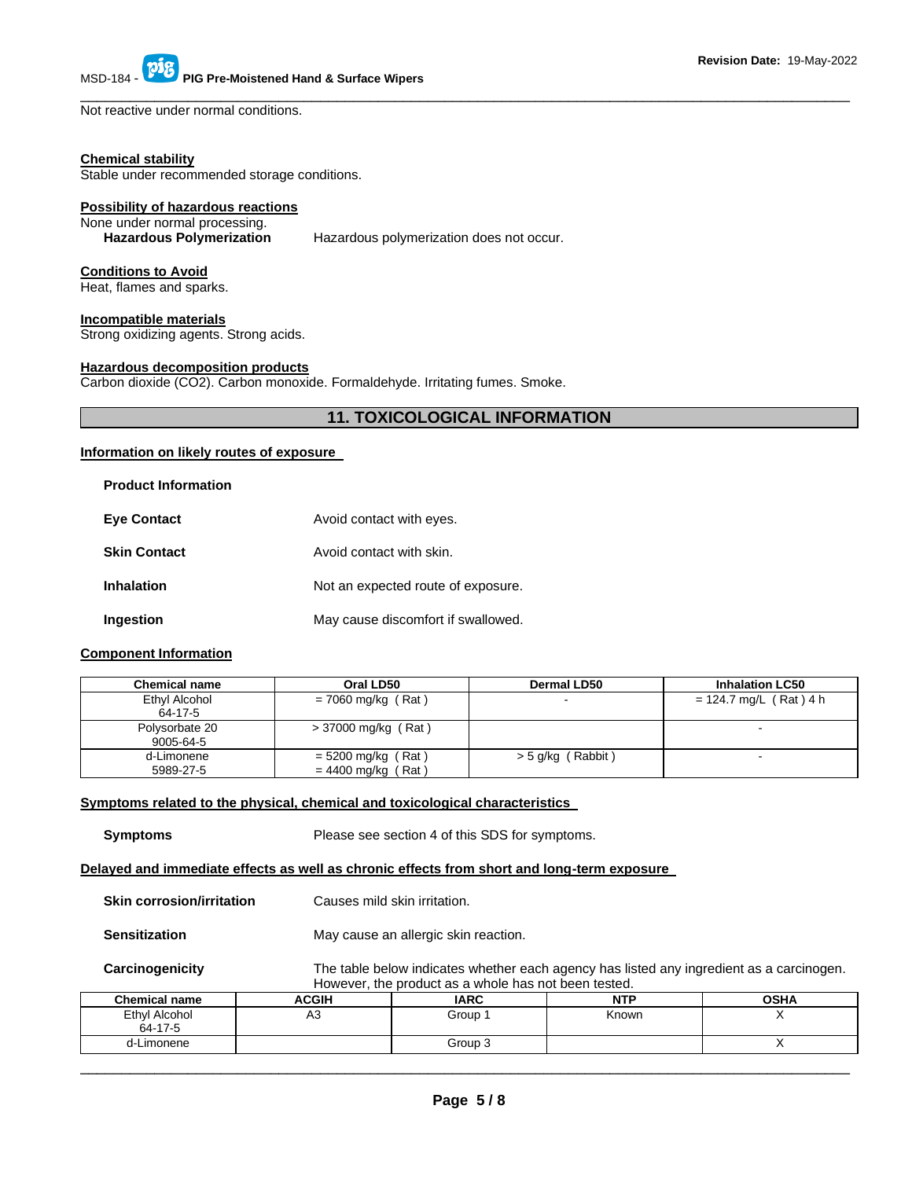Not reactive under normal conditions.

**Chemical stability**
Stable under recommended storage conditions.

**Possibility of hazardous reactions**
None under normal processing.

**Hazardous Polymerization** Hazardous polymerization does not occur.

**Conditions to Avoid**
Heat, flames and sparks.

**Incompatible materials**
Strong oxidizing agents. Strong acids.

**Hazardous decomposition products**
Carbon dioxide ($CO_2$). Carbon monoxide. Formaldehyde. Irritating fumes. Smoke.

## 11. TOXICOLOGICAL INFORMATION

**Information on likely routes of exposure**

**Product Information**

**Eye Contact** Avoid contact with eyes.

**Skin Contact** Avoid contact with skin.

**Inhalation** Not an expected route of exposure.

**Ingestion** May cause discomfort if swallowed.

**Component Information**

| Chemical name | Oral LD50 | Dermal LD50 | Inhalation LC50 |
|---|---|---|---|
| Ethyl Alcohol 64-17-5 | = 7060 mg/kg ( Rat ) | - | = 124.7 mg/L ( Rat ) 4 h |
| Polysorbate 20 9005-64-5 | > 37000 mg/kg ( Rat ) | | - |
| d-Limonene 5989-27-5 | = 5200 mg/kg ( Rat ) = 4400 mg/kg ( Rat ) | > 5 g/kg ( Rabbit ) | - |

**Symptoms related to the physical, chemical and toxicological characteristics**

**Symptoms** Please see section 4 of this SDS for symptoms.

**Delayed and immediate effects as well as chronic effects from short and long-term exposure**

**Skin corrosion/irritation** Causes mild skin irritation.

**Sensitization** May cause an allergic skin reaction.

**Carcinogenicity** The table below indicates whether each agency has listed any ingredient as a carcinogen. However, the product as a whole has not been tested.

| Chemical name | ACGIH | IARC | NTP | OSHA |
|---|---|---|---|---|
| Ethyl Alcohol 64-17-5 | A3 | Group 1 | Known | X |
| d-Limonene | | Group 3 | | X |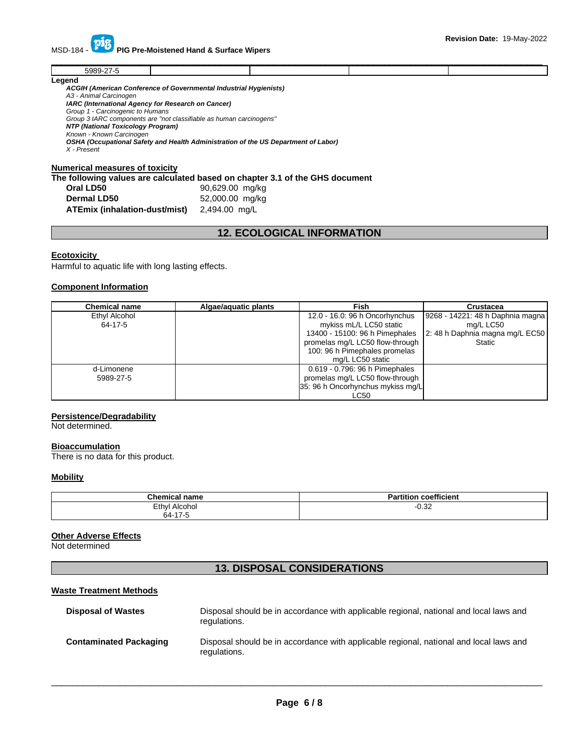| 5989-27-5 | | | | |
|---|---|---|---|---|

**Legend**

***ACGIH (American Conference of Governmental Industrial Hygienists)***
*A3 - Animal Carcinogen*
***IARC (International Agency for Research on Cancer)***
*Group 1 - Carcinogenic to Humans*
*Group 3 IARC components are "not classifiable as human carcinogens"*
***NTP (National Toxicology Program)***
*Known - Known Carcinogen*
***OSHA (Occupational Safety and Health Administration of the US Department of Labor)***
*X - Present*

**Numerical measures of toxicity**

**The following values are calculated based on chapter 3.1 of the GHS document**

| | |
|---|---|
| **Oral LD50** | 90,629.00 mg/kg |
| **Dermal LD50** | 52,000.00 mg/kg |
| **ATEmix (inhalation-dust/mist)** | 2,494.00 mg/L |

## 12. ECOLOGICAL INFORMATION

**Ecotoxicity**

Harmful to aquatic life with long lasting effects.

**Component Information**

| Chemical name | Algae/aquatic plants | Fish | Crustacea |
|---|---|---|---|
| Ethyl Alcohol 64-17-5 | | 12.0 - 16.0: 96 h Oncorhynchus mykiss mL/L LC50 static 13400 - 15100: 96 h Pimephales promelas mg/L LC50 flow-through 100: 96 h Pimephales promelas mg/L LC50 static | 9268 - 14221: 48 h Daphnia magna mg/L LC50 2: 48 h Daphnia magna mg/L EC50 Static |
| d-Limonene 5989-27-5 | | 0.619 - 0.796: 96 h Pimephales promelas mg/L LC50 flow-through 35: 96 h Oncorhynchus mykiss mg/L LC50 | |

**Persistence/Degradability**

Not determined.

**Bioaccumulation**

There is no data for this product.

**Mobility**

| Chemical name | Partition coefficient |
|---|---|
| Ethyl Alcohol 64-17-5 | -0.32 |

**Other Adverse Effects**

Not determined

## 13. DISPOSAL CONSIDERATIONS

**Waste Treatment Methods**

| | |
|---|---|
| **Disposal of Wastes** | Disposal should be in accordance with applicable regional, national and local laws and regulations. |
| **Contaminated Packaging** | Disposal should be in accordance with applicable regional, national and local laws and regulations. |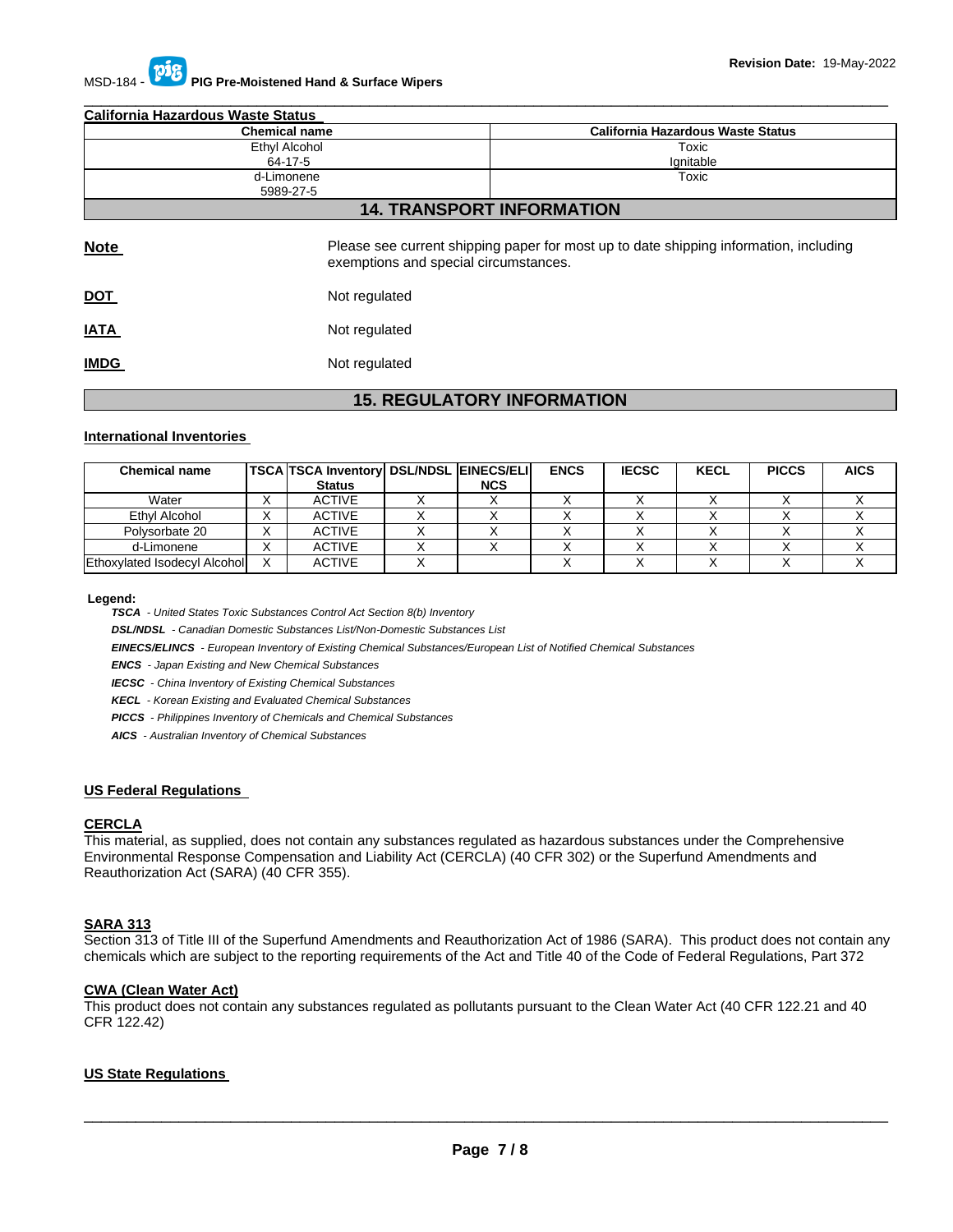**California Hazardous Waste Status**

| Chemical name | California Hazardous Waste Status |
|---|---|
| Ethyl Alcohol<br>64-17-5 | Toxic<br>Ignitable |
| d-Limonene<br>5989-27-5 | Toxic |

## 14. TRANSPORT INFORMATION

**Note** Please see current shipping paper for most up to date shipping information, including exemptions and special circumstances.

**DOT** Not regulated

**IATA** Not regulated

**IMDG** Not regulated

## 15. REGULATORY INFORMATION

**International Inventories**

| Chemical name | TSCA | TSCA Inventory Status | DSL/NDSL | EINECS/ELINCS | ENCS | IECSC | KECL | PICCS | AICS |
|---|---|---|---|---|---|---|---|---|---|
| Water | X | ACTIVE | X | X | X | X | X | X | X |
| Ethyl Alcohol | X | ACTIVE | X | X | X | X | X | X | X |
| Polysorbate 20 | X | ACTIVE | X | X | X | X | X | X | X |
| d-Limonene | X | ACTIVE | X | X | X | X | X | X | X |
| Ethoxylated Isodecyl Alcohol | X | ACTIVE | X | | X | X | X | X | X |

**Legend:**

***TSCA*** *- United States Toxic Substances Control Act Section 8(b) Inventory*

***DSL/NDSL*** *- Canadian Domestic Substances List/Non-Domestic Substances List*

***EINECS/ELINCS*** *- European Inventory of Existing Chemical Substances/European List of Notified Chemical Substances*

***ENCS*** *- Japan Existing and New Chemical Substances*

***IECSC*** *- China Inventory of Existing Chemical Substances*

***KECL*** *- Korean Existing and Evaluated Chemical Substances*

***PICCS*** *- Philippines Inventory of Chemicals and Chemical Substances*

***AICS*** *- Australian Inventory of Chemical Substances*

**US Federal Regulations**

**CERCLA**

This material, as supplied, does not contain any substances regulated as hazardous substances under the Comprehensive Environmental Response Compensation and Liability Act (CERCLA) (40 CFR 302) or the Superfund Amendments and Reauthorization Act (SARA) (40 CFR 355).

**SARA 313**

Section 313 of Title III of the Superfund Amendments and Reauthorization Act of 1986 (SARA). This product does not contain any chemicals which are subject to the reporting requirements of the Act and Title 40 of the Code of Federal Regulations, Part 372

**CWA (Clean Water Act)**

This product does not contain any substances regulated as pollutants pursuant to the Clean Water Act (40 CFR 122.21 and 40 CFR 122.42)

**US State Regulations**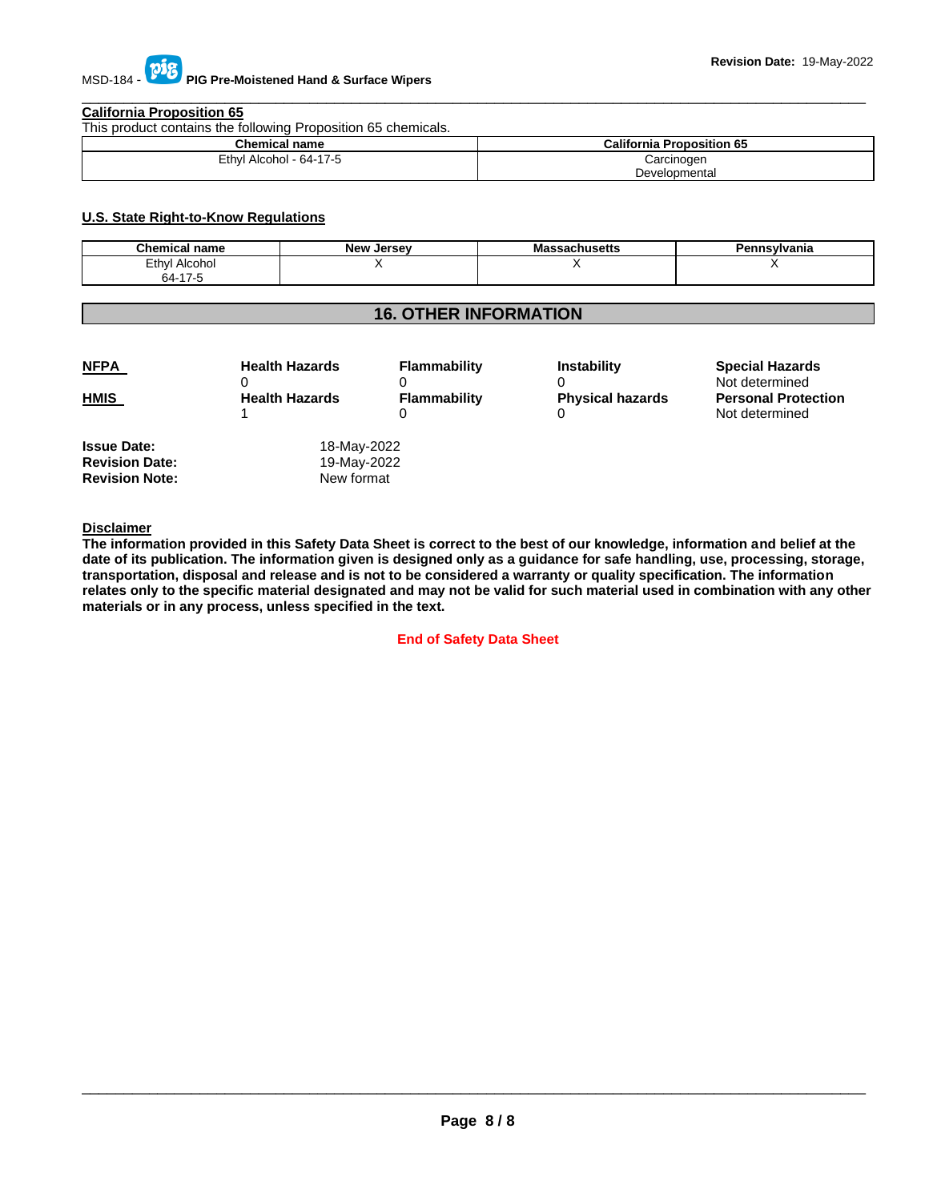**California Proposition 65**

This product contains the following Proposition 65 chemicals.

| Chemical name | California Proposition 65 |
|---|---|
| Ethyl Alcohol - 64-17-5 | Carcinogen<br>Developmental |

**U.S. State Right-to-Know Regulations**

| Chemical name | New Jersey | Massachusetts | Pennsylvania |
|---|---|---|---|
| Ethyl Alcohol<br>64-17-5 | X | X | X |

## 16. OTHER INFORMATION

| | | | | |
|---|---|---|---|---|
| **NFPA** | **Health Hazards**<br>0 | **Flammability**<br>0 | **Instability**<br>0 | **Special Hazards**<br>Not determined |
| **HMIS** | **Health Hazards**<br>1 | **Flammability**<br>0 | **Physical hazards**<br>0 | **Personal Protection**<br>Not determined |

**Issue Date:** 18-May-2022
**Revision Date:** 19-May-2022
**Revision Note:** New format

**Disclaimer**

**The information provided in this Safety Data Sheet is correct to the best of our knowledge, information and belief at the date of its publication. The information given is designed only as a guidance for safe handling, use, processing, storage, transportation, disposal and release and is not to be considered a warranty or quality specification. The information relates only to the specific material designated and may not be valid for such material used in combination with any other materials or in any process, unless specified in the text.**

**End of Safety Data Sheet**